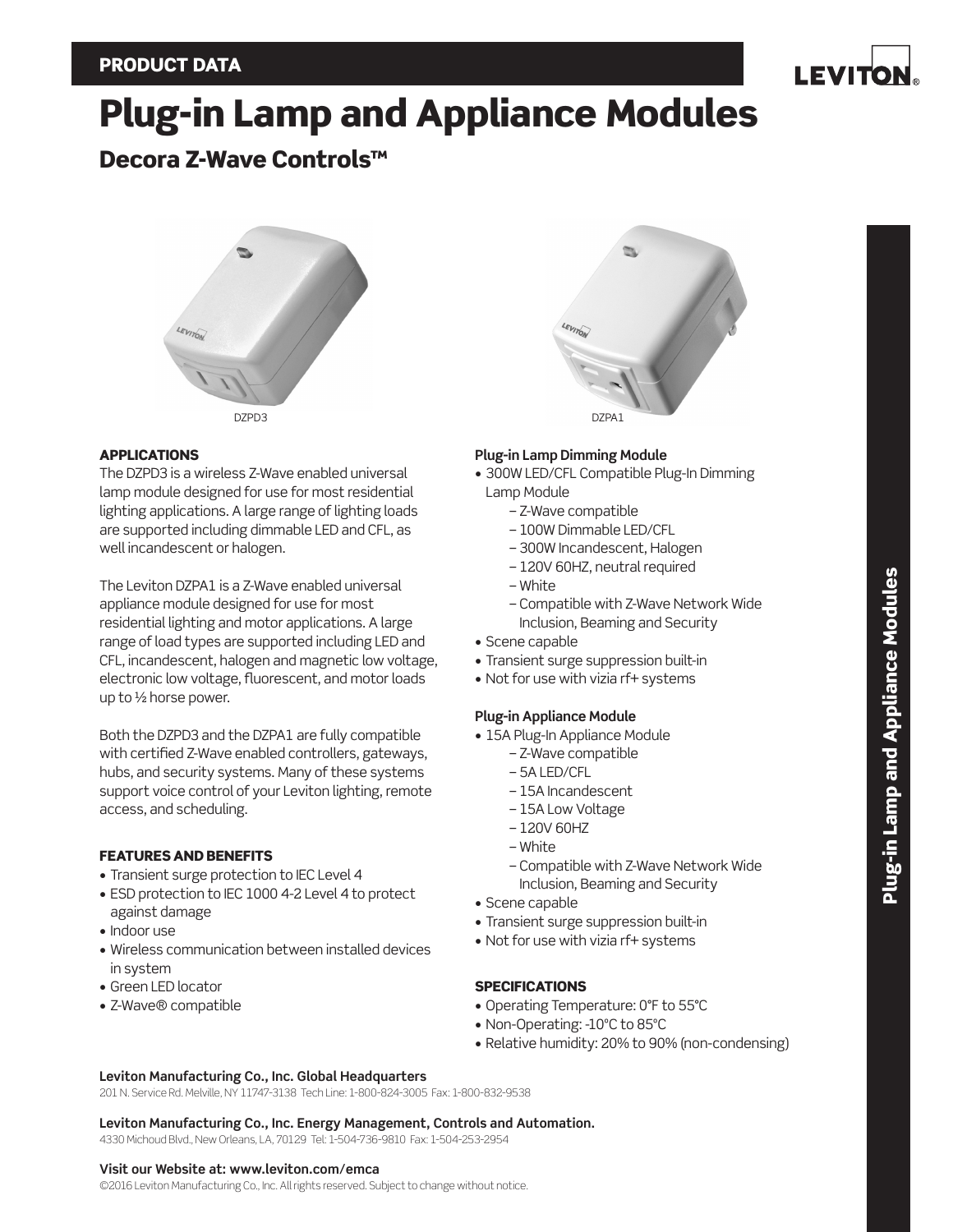PRODUCT DATA

# Plug-in Lamp and Appliance Modules

## Decora Z-Wave Controls™

DZPD3

DZPA1

### APPLICATIONS

The DZPD3 is a wireless Z-Wave enabled universal lamp module designed for use for most residential lighting applications. A large range of lighting loads are supported including dimmable LED and CFL, as well incandescent or halogen.

The Leviton DZPA1 is a Z-Wave enabled universal appliance module designed for use for most residential lighting and motor applications. A large range of load types are supported including LED and CFL, incandescent, halogen and magnetic low voltage, electronic low voltage, fluorescent, and motor loads up to ½ horse power.

Both the DZPD3 and the DZPA1 are fully compatible with certified Z-Wave enabled controllers, gateways, hubs, and security systems. Many of these systems support voice control of your Leviton lighting, remote access, and scheduling.

### FEATURES AND BENEFITS

- Transient surge protection to IEC Level 4
- ESD protection to IEC 1000 4-2 Level 4 to protect against damage
- Indoor use
- Wireless communication between installed devices in system
- Green LED locator
- Z-Wave® compatible

**Plug-in Lamp Dimming Module**

- 300W LED/CFL Compatible Plug-In Dimming Lamp Module
  - Z-Wave compatible
  - 100W Dimmable LED/CFL
  - 300W Incandescent, Halogen
  - 120V 60HZ, neutral required
  - White
  - Compatible with Z-Wave Network Wide Inclusion, Beaming and Security
- Scene capable
- Transient surge suppression built-in
- Not for use with vizia rf+ systems

**Plug-in Appliance Module**

- 15A Plug-In Appliance Module
  - Z-Wave compatible
  - 5A LED/CFL
  - 15A Incandescent
  - 15A Low Voltage
  - 120V 60HZ
  - White
  - Compatible with Z-Wave Network Wide Inclusion, Beaming and Security
- Scene capable
- Transient surge suppression built-in
- Not for use with vizia rf+ systems

### SPECIFICATIONS

- Operating Temperature: 0°F to 55°C
- Non-Operating: -10°C to 85°C
- Relative humidity: 20% to 90% (non-condensing)

**Leviton Manufacturing Co., Inc. Global Headquarters**
201 N. Service Rd. Melville, NY 11747-3138 Tech Line: 1-800-824-3005 Fax: 1-800-832-9538

**Leviton Manufacturing Co., Inc. Energy Management, Controls and Automation.**
4330 Michoud Blvd., New Orleans, LA, 70129 Tel: 1-504-736-9810 Fax: 1-504-253-2954

**Visit our Website at: www.leviton.com/emca**
©2016 Leviton Manufacturing Co., Inc. All rights reserved. Subject to change without notice.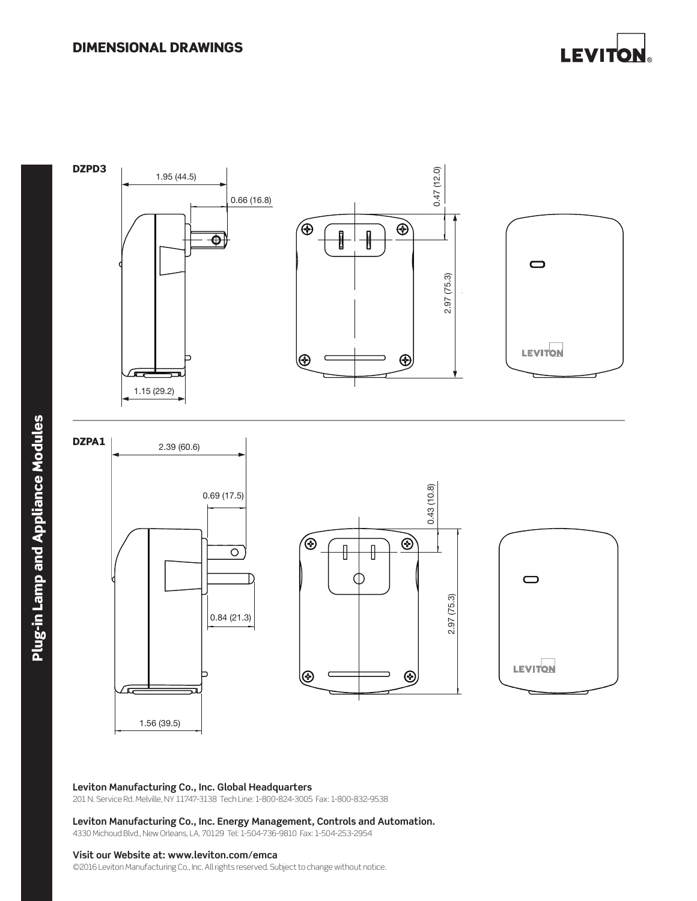# DIMENSIONAL DRAWINGS

**DZPD3**

1.95 (44.5)

0.66 (16.8)

0.47 (12.0)

2.97 (75.3)

1.15 (29.2)

**DZPA1**

2.39 (60.6)

0.69 (17.5)

0.43 (10.8)

0.84 (21.3)

2.97 (75.3)

1.56 (39.5)

**Leviton Manufacturing Co., Inc. Global Headquarters**
201 N. Service Rd. Melville, NY 11747-3138 Tech Line: 1-800-824-3005 Fax: 1-800-832-9538

**Leviton Manufacturing Co., Inc. Energy Management, Controls and Automation.**
4330 Michoud Blvd., New Orleans, LA, 70129 Tel: 1-504-736-9810 Fax: 1-504-253-2954

**Visit our Website at: www.leviton.com/emca**
©2016 Leviton Manufacturing Co., Inc. All rights reserved. Subject to change without notice.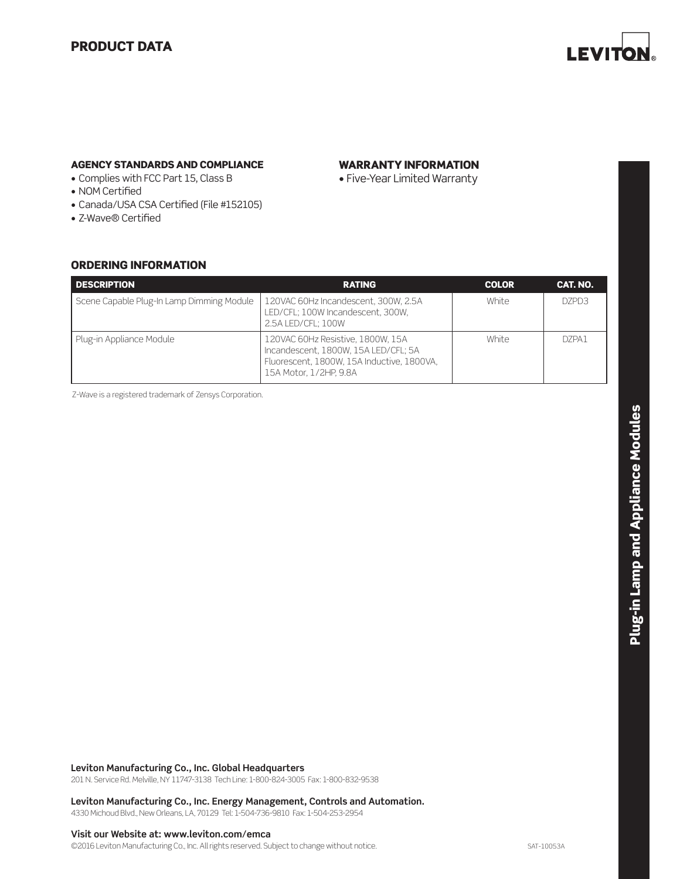## AGENCY STANDARDS AND COMPLIANCE

- Complies with FCC Part 15, Class B
- NOM Certified
- Canada/USA CSA Certified (File #152105)
- Z-Wave® Certified

## WARRANTY INFORMATION

- Five-Year Limited Warranty

## ORDERING INFORMATION

| DESCRIPTION | RATING | COLOR | CAT. NO. |
|---|---|---|---|
| Scene Capable Plug-In Lamp Dimming Module | 120VAC 60Hz Incandescent, 300W, 2.5A LED/CFL; 100W Incandescent, 300W, 2.5A LED/CFL; 100W | White | DZPD3 |
| Plug-in Appliance Module | 120VAC 60Hz Resistive, 1800W, 15A Incandescent, 1800W, 15A LED/CFL; 5A Fluorescent, 1800W, 15A Inductive, 1800VA, 15A Motor, 1/2HP, 9.8A | White | DZPA1 |

Z-Wave is a registered trademark of Zensys Corporation.

**Leviton Manufacturing Co., Inc. Global Headquarters**
201 N. Service Rd. Melville, NY 11747-3138 Tech Line: 1-800-824-3005 Fax: 1-800-832-9538

**Leviton Manufacturing Co., Inc. Energy Management, Controls and Automation.**
4330 Michoud Blvd., New Orleans, LA, 70129 Tel: 1-504-736-9810 Fax: 1-504-253-2954

**Visit our Website at: www.leviton.com/emca**
©2016 Leviton Manufacturing Co., Inc. All rights reserved. Subject to change without notice.

SAT-10053A